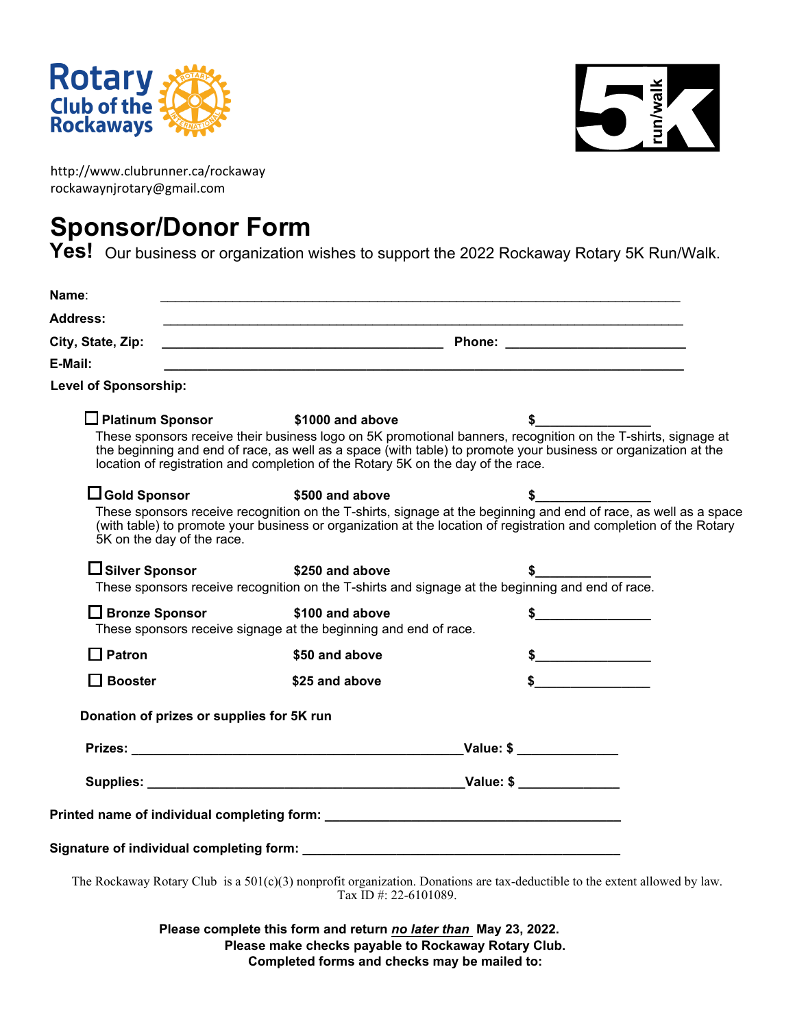Rotary Club of the Rockaways

5K run/walk

http://www.clubrunner.ca/rockaway
rockawaynjrotary@gmail.com

# Sponsor/Donor Form

**Yes!** Our business or organization wishes to support the 2022 Rockaway Rotary 5K Run/Walk.

**Name**: ______________________________________________

**Address:** ______________________________________________

**City, State, Zip:** ______________________ **Phone:** ______________________

**E-Mail:** ______________________________________________

**Level of Sponsorship:**

☐ **Platinum Sponsor** **$1000 and above** **$**_______________

These sponsors receive their business logo on 5K promotional banners, recognition on the T-shirts, signage at the beginning and end of race, as well as a space (with table) to promote your business or organization at the location of registration and completion of the Rotary 5K on the day of the race.

☐ **Gold Sponsor** **$500 and above** **$**_______________

These sponsors receive recognition on the T-shirts, signage at the beginning and end of race, as well as a space (with table) to promote your business or organization at the location of registration and completion of the Rotary 5K on the day of the race.

☐ **Silver Sponsor** **$250 and above** **$**_______________

These sponsors receive recognition on the T-shirts and signage at the beginning and end of race.

☐ **Bronze Sponsor** **$100 and above** **$**_______________

These sponsors receive signage at the beginning and end of race.

☐ **Patron** **$50 and above** **$**_______________

☐ **Booster** **$25 and above** **$**_______________

**Donation of prizes or supplies for 5K run**

**Prizes:** ______________________________ **Value: $** ____________

**Supplies:** ______________________________ **Value: $** ____________

**Printed name of individual completing form:** ______________________________

**Signature of individual completing form:** ______________________________

The Rockaway Rotary Club is a 501(c)(3) nonprofit organization. Donations are tax-deductible to the extent allowed by law. Tax ID #: 22-6101089.

**Please complete this form and return *no later than* May 23, 2022.**
**Please make checks payable to Rockaway Rotary Club.**
**Completed forms and checks may be mailed to:**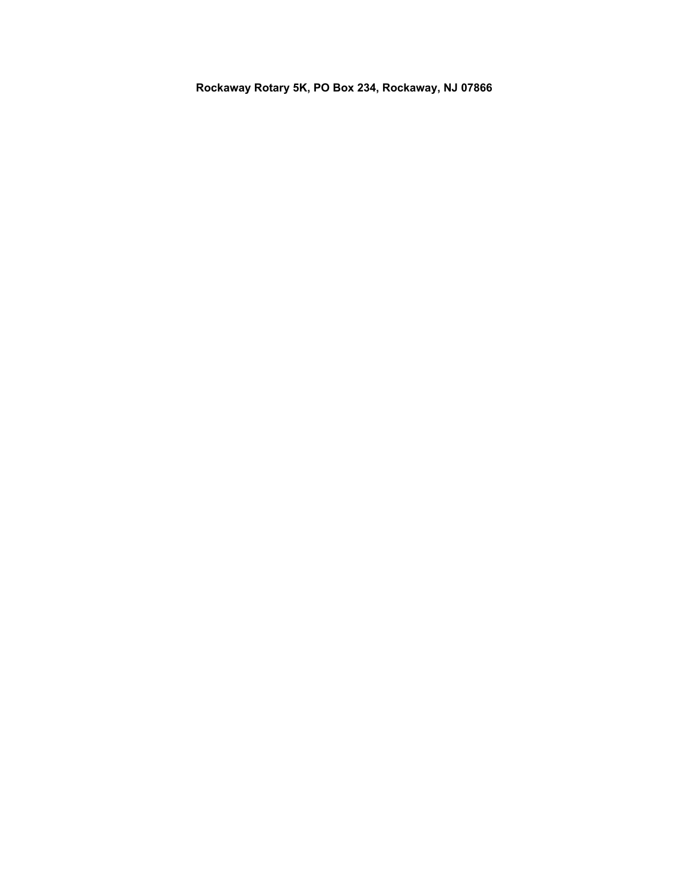**Rockaway Rotary 5K, PO Box 234, Rockaway, NJ 07866**